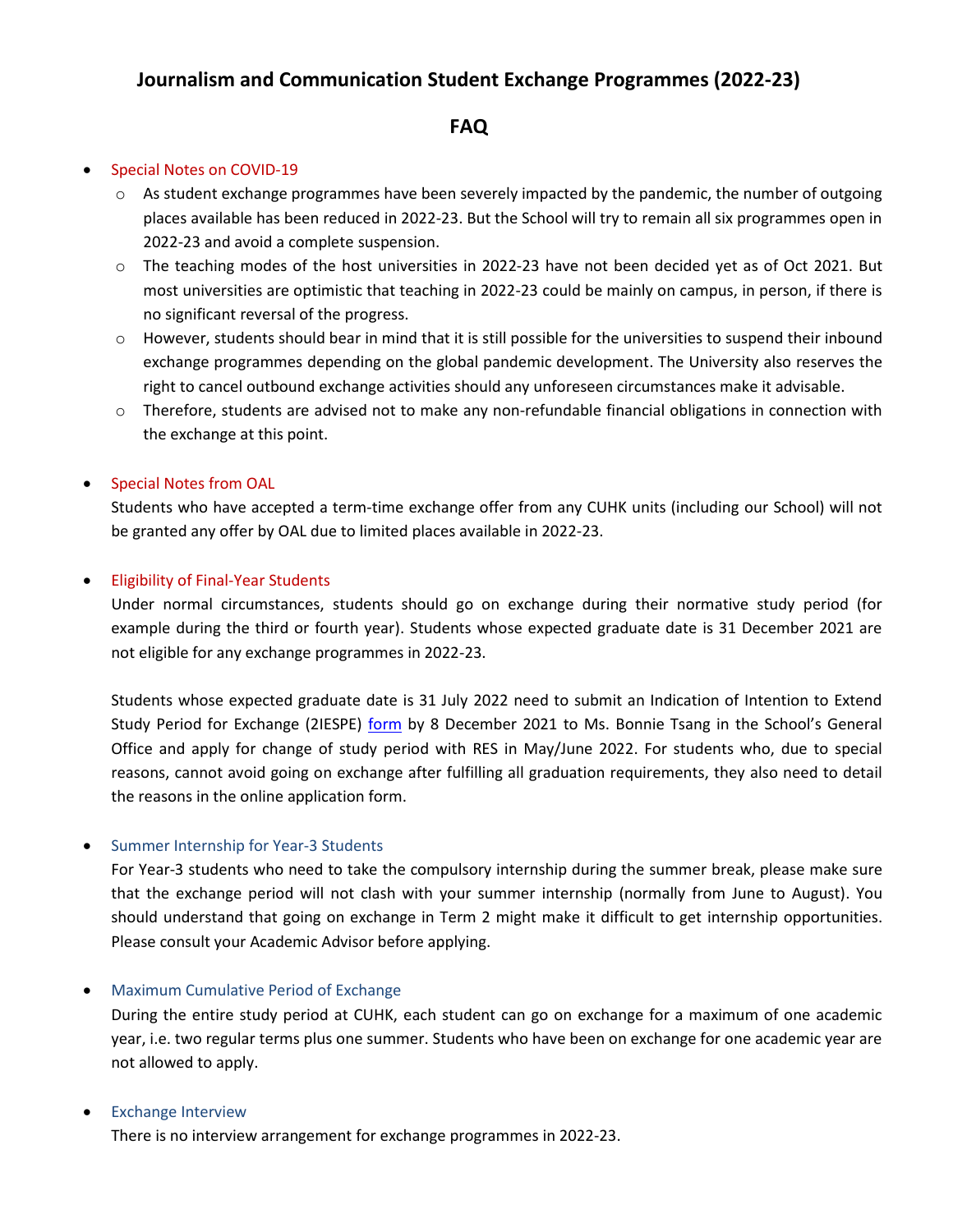# Journalism and Communication Student Exchange Programmes (2022-23)

## FAQ

- Special Notes on COVID-19
  - As student exchange programmes have been severely impacted by the pandemic, the number of outgoing places available has been reduced in 2022-23. But the School will try to remain all six programmes open in 2022-23 and avoid a complete suspension.
  - The teaching modes of the host universities in 2022-23 have not been decided yet as of Oct 2021. But most universities are optimistic that teaching in 2022-23 could be mainly on campus, in person, if there is no significant reversal of the progress.
  - However, students should bear in mind that it is still possible for the universities to suspend their inbound exchange programmes depending on the global pandemic development. The University also reserves the right to cancel outbound exchange activities should any unforeseen circumstances make it advisable.
  - Therefore, students are advised not to make any non-refundable financial obligations in connection with the exchange at this point.

- Special Notes from OAL

  Students who have accepted a term-time exchange offer from any CUHK units (including our School) will not be granted any offer by OAL due to limited places available in 2022-23.

- Eligibility of Final-Year Students

  Under normal circumstances, students should go on exchange during their normative study period (for example during the third or fourth year). Students whose expected graduate date is 31 December 2021 are not eligible for any exchange programmes in 2022-23.

  Students whose expected graduate date is 31 July 2022 need to submit an Indication of Intention to Extend Study Period for Exchange (2IESPE) form by 8 December 2021 to Ms. Bonnie Tsang in the School's General Office and apply for change of study period with RES in May/June 2022. For students who, due to special reasons, cannot avoid going on exchange after fulfilling all graduation requirements, they also need to detail the reasons in the online application form.

- Summer Internship for Year-3 Students

  For Year-3 students who need to take the compulsory internship during the summer break, please make sure that the exchange period will not clash with your summer internship (normally from June to August). You should understand that going on exchange in Term 2 might make it difficult to get internship opportunities. Please consult your Academic Advisor before applying.

- Maximum Cumulative Period of Exchange

  During the entire study period at CUHK, each student can go on exchange for a maximum of one academic year, i.e. two regular terms plus one summer. Students who have been on exchange for one academic year are not allowed to apply.

- Exchange Interview

  There is no interview arrangement for exchange programmes in 2022-23.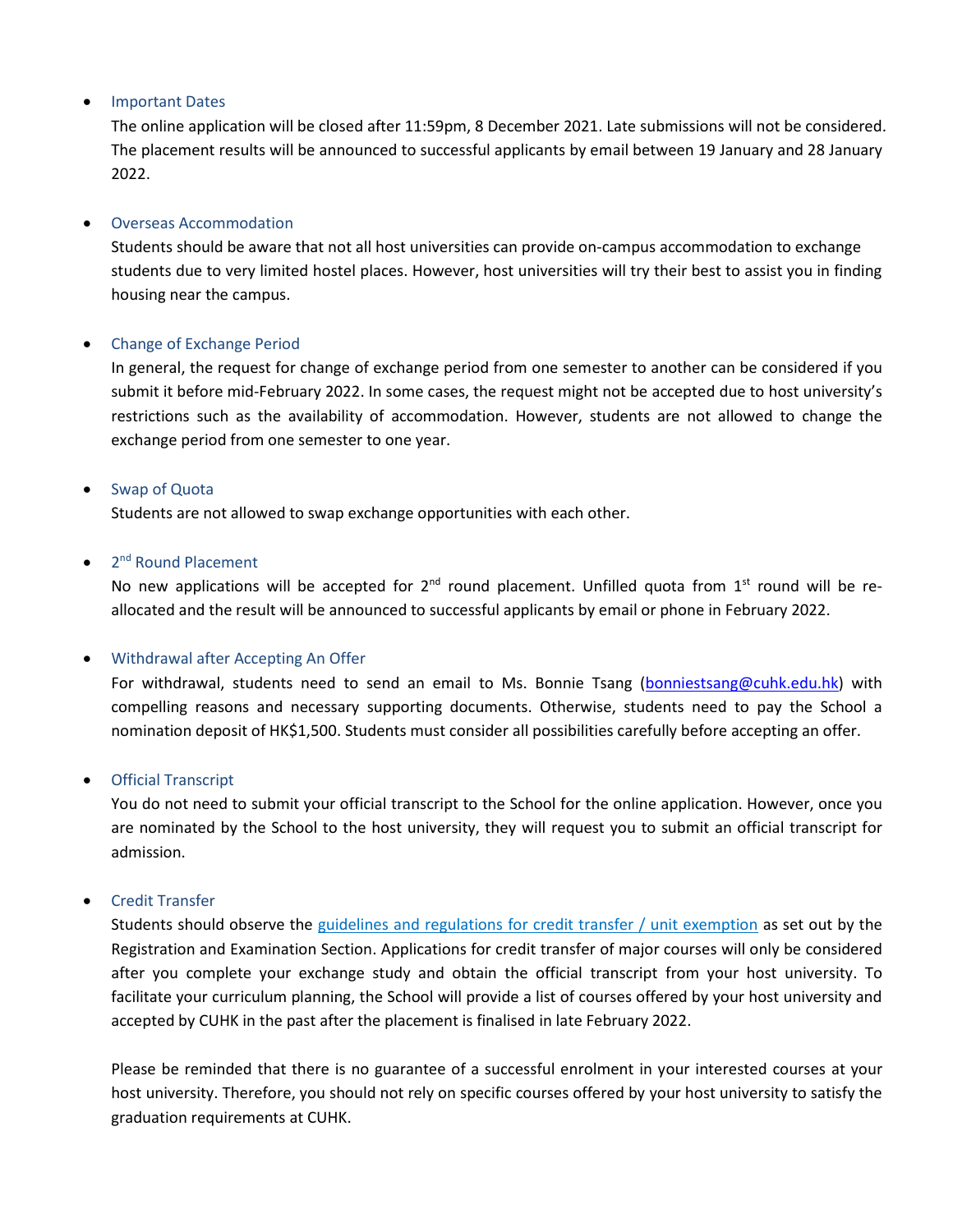- Important Dates

  The online application will be closed after 11:59pm, 8 December 2021. Late submissions will not be considered. The placement results will be announced to successful applicants by email between 19 January and 28 January 2022.

- Overseas Accommodation

  Students should be aware that not all host universities can provide on-campus accommodation to exchange students due to very limited hostel places. However, host universities will try their best to assist you in finding housing near the campus.

- Change of Exchange Period

  In general, the request for change of exchange period from one semester to another can be considered if you submit it before mid-February 2022. In some cases, the request might not be accepted due to host university's restrictions such as the availability of accommodation. However, students are not allowed to change the exchange period from one semester to one year.

- Swap of Quota

  Students are not allowed to swap exchange opportunities with each other.

- 2nd Round Placement

  No new applications will be accepted for 2nd round placement. Unfilled quota from 1st round will be re-allocated and the result will be announced to successful applicants by email or phone in February 2022.

- Withdrawal after Accepting An Offer

  For withdrawal, students need to send an email to Ms. Bonnie Tsang (bonniestsang@cuhk.edu.hk) with compelling reasons and necessary supporting documents. Otherwise, students need to pay the School a nomination deposit of HK$1,500. Students must consider all possibilities carefully before accepting an offer.

- Official Transcript

  You do not need to submit your official transcript to the School for the online application. However, once you are nominated by the School to the host university, they will request you to submit an official transcript for admission.

- Credit Transfer

  Students should observe the guidelines and regulations for credit transfer / unit exemption as set out by the Registration and Examination Section. Applications for credit transfer of major courses will only be considered after you complete your exchange study and obtain the official transcript from your host university. To facilitate your curriculum planning, the School will provide a list of courses offered by your host university and accepted by CUHK in the past after the placement is finalised in late February 2022.

  Please be reminded that there is no guarantee of a successful enrolment in your interested courses at your host university. Therefore, you should not rely on specific courses offered by your host university to satisfy the graduation requirements at CUHK.